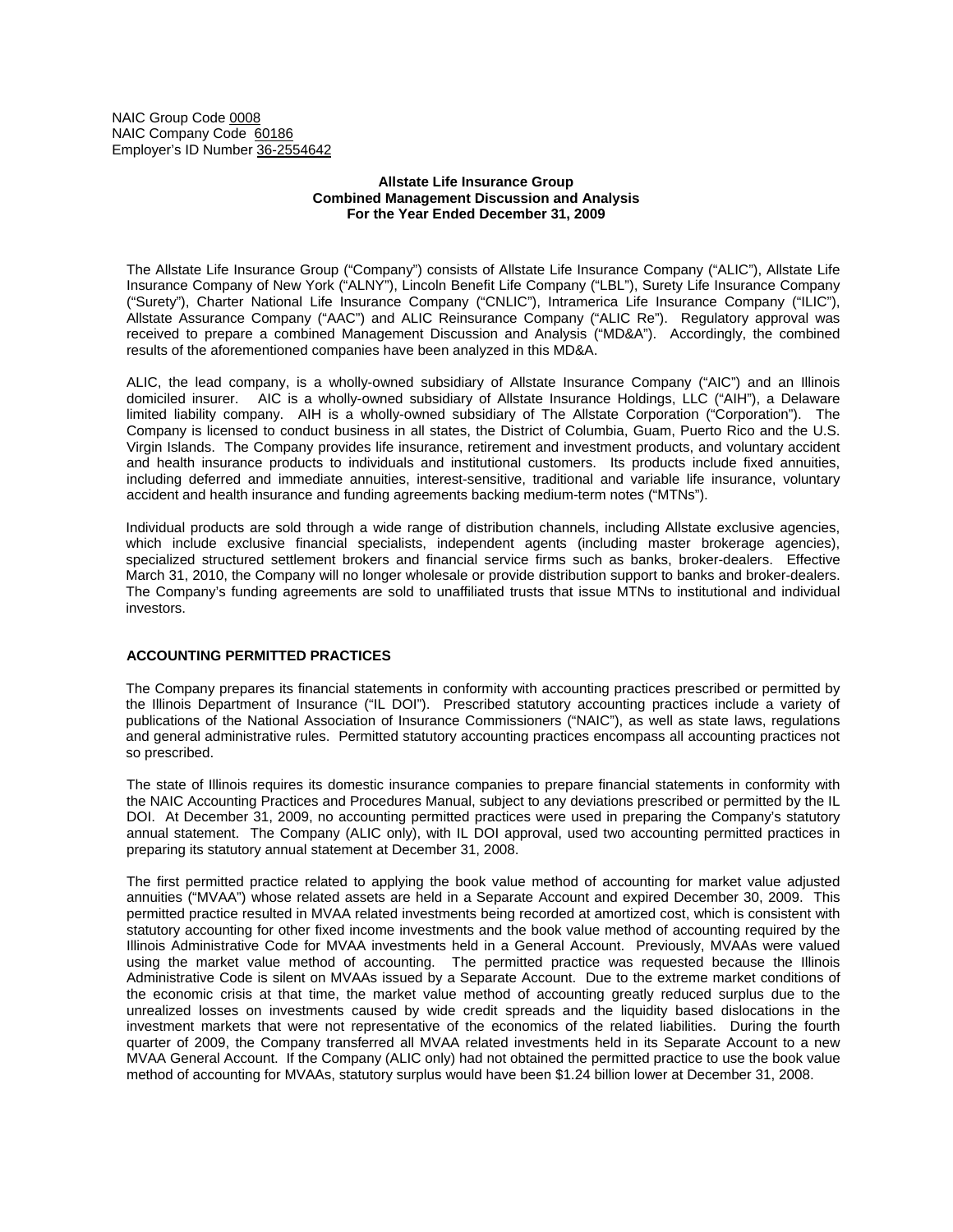NAIC Group Code 0008
NAIC Company Code 60186
Employer's ID Number 36-2554642

**Allstate Life Insurance Group**
**Combined Management Discussion and Analysis**
**For the Year Ended December 31, 2009**

The Allstate Life Insurance Group ("Company") consists of Allstate Life Insurance Company ("ALIC"), Allstate Life Insurance Company of New York ("ALNY"), Lincoln Benefit Life Company ("LBL"), Surety Life Insurance Company ("Surety"), Charter National Life Insurance Company ("CNLIC"), Intramerica Life Insurance Company ("ILIC"), Allstate Assurance Company ("AAC") and ALIC Reinsurance Company ("ALIC Re"). Regulatory approval was received to prepare a combined Management Discussion and Analysis ("MD&A"). Accordingly, the combined results of the aforementioned companies have been analyzed in this MD&A.

ALIC, the lead company, is a wholly-owned subsidiary of Allstate Insurance Company ("AIC") and an Illinois domiciled insurer. AIC is a wholly-owned subsidiary of Allstate Insurance Holdings, LLC ("AIH"), a Delaware limited liability company. AIH is a wholly-owned subsidiary of The Allstate Corporation ("Corporation"). The Company is licensed to conduct business in all states, the District of Columbia, Guam, Puerto Rico and the U.S. Virgin Islands. The Company provides life insurance, retirement and investment products, and voluntary accident and health insurance products to individuals and institutional customers. Its products include fixed annuities, including deferred and immediate annuities, interest-sensitive, traditional and variable life insurance, voluntary accident and health insurance and funding agreements backing medium-term notes ("MTNs").

Individual products are sold through a wide range of distribution channels, including Allstate exclusive agencies, which include exclusive financial specialists, independent agents (including master brokerage agencies), specialized structured settlement brokers and financial service firms such as banks, broker-dealers. Effective March 31, 2010, the Company will no longer wholesale or provide distribution support to banks and broker-dealers. The Company's funding agreements are sold to unaffiliated trusts that issue MTNs to institutional and individual investors.

## ACCOUNTING PERMITTED PRACTICES

The Company prepares its financial statements in conformity with accounting practices prescribed or permitted by the Illinois Department of Insurance ("IL DOI"). Prescribed statutory accounting practices include a variety of publications of the National Association of Insurance Commissioners ("NAIC"), as well as state laws, regulations and general administrative rules. Permitted statutory accounting practices encompass all accounting practices not so prescribed.

The state of Illinois requires its domestic insurance companies to prepare financial statements in conformity with the NAIC Accounting Practices and Procedures Manual, subject to any deviations prescribed or permitted by the IL DOI. At December 31, 2009, no accounting permitted practices were used in preparing the Company's statutory annual statement. The Company (ALIC only), with IL DOI approval, used two accounting permitted practices in preparing its statutory annual statement at December 31, 2008.

The first permitted practice related to applying the book value method of accounting for market value adjusted annuities ("MVAA") whose related assets are held in a Separate Account and expired December 30, 2009. This permitted practice resulted in MVAA related investments being recorded at amortized cost, which is consistent with statutory accounting for other fixed income investments and the book value method of accounting required by the Illinois Administrative Code for MVAA investments held in a General Account. Previously, MVAAs were valued using the market value method of accounting. The permitted practice was requested because the Illinois Administrative Code is silent on MVAAs issued by a Separate Account. Due to the extreme market conditions of the economic crisis at that time, the market value method of accounting greatly reduced surplus due to the unrealized losses on investments caused by wide credit spreads and the liquidity based dislocations in the investment markets that were not representative of the economics of the related liabilities. During the fourth quarter of 2009, the Company transferred all MVAA related investments held in its Separate Account to a new MVAA General Account. If the Company (ALIC only) had not obtained the permitted practice to use the book value method of accounting for MVAAs, statutory surplus would have been $1.24 billion lower at December 31, 2008.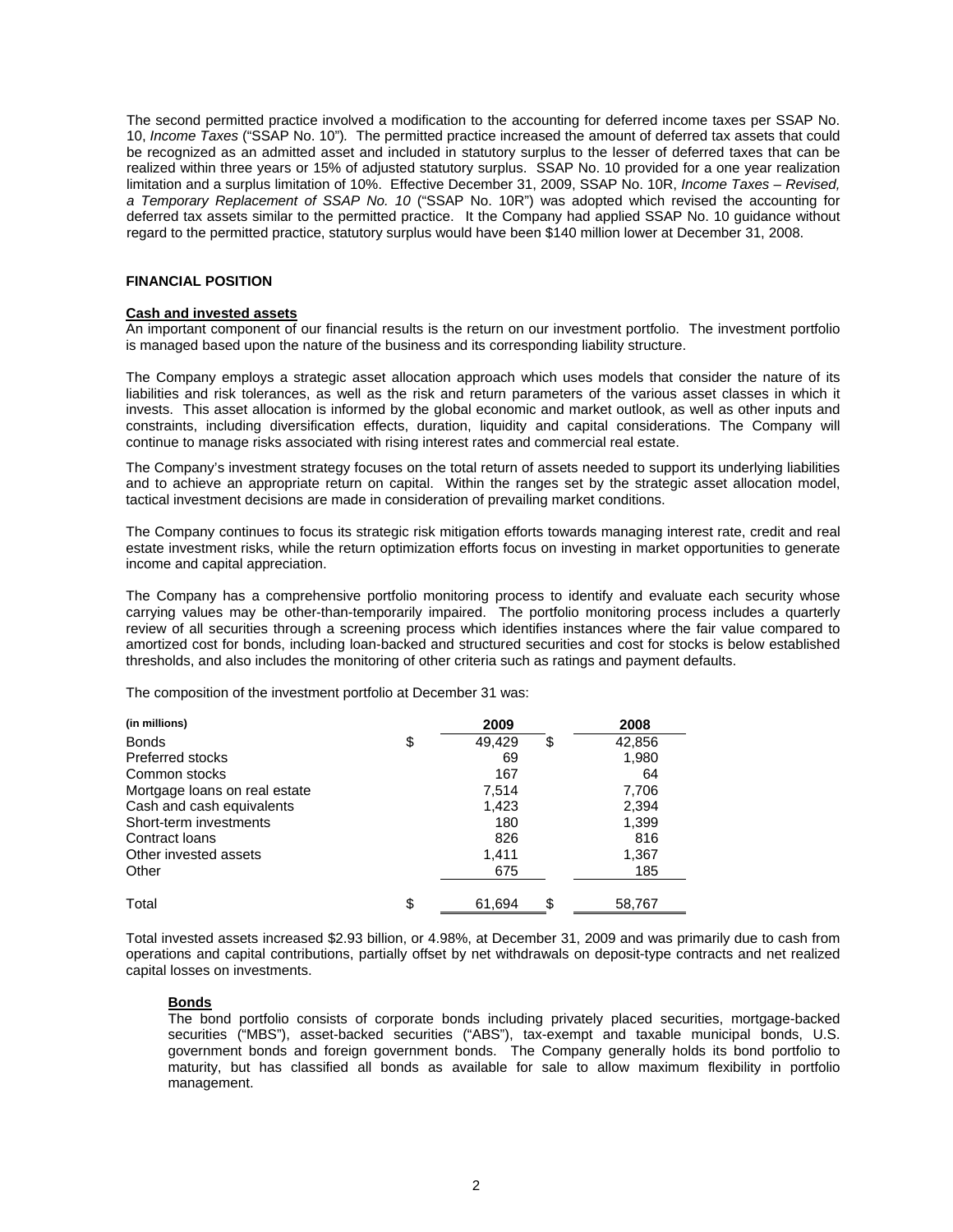The second permitted practice involved a modification to the accounting for deferred income taxes per SSAP No. 10, *Income Taxes* ("SSAP No. 10"). The permitted practice increased the amount of deferred tax assets that could be recognized as an admitted asset and included in statutory surplus to the lesser of deferred taxes that can be realized within three years or 15% of adjusted statutory surplus. SSAP No. 10 provided for a one year realization limitation and a surplus limitation of 10%. Effective December 31, 2009, SSAP No. 10R, *Income Taxes – Revised, a Temporary Replacement of SSAP No. 10* ("SSAP No. 10R") was adopted which revised the accounting for deferred tax assets similar to the permitted practice. It the Company had applied SSAP No. 10 guidance without regard to the permitted practice, statutory surplus would have been $140 million lower at December 31, 2008.

**FINANCIAL POSITION**

**Cash and invested assets**

An important component of our financial results is the return on our investment portfolio. The investment portfolio is managed based upon the nature of the business and its corresponding liability structure.

The Company employs a strategic asset allocation approach which uses models that consider the nature of its liabilities and risk tolerances, as well as the risk and return parameters of the various asset classes in which it invests. This asset allocation is informed by the global economic and market outlook, as well as other inputs and constraints, including diversification effects, duration, liquidity and capital considerations. The Company will continue to manage risks associated with rising interest rates and commercial real estate.

The Company's investment strategy focuses on the total return of assets needed to support its underlying liabilities and to achieve an appropriate return on capital. Within the ranges set by the strategic asset allocation model, tactical investment decisions are made in consideration of prevailing market conditions.

The Company continues to focus its strategic risk mitigation efforts towards managing interest rate, credit and real estate investment risks, while the return optimization efforts focus on investing in market opportunities to generate income and capital appreciation.

The Company has a comprehensive portfolio monitoring process to identify and evaluate each security whose carrying values may be other-than-temporarily impaired. The portfolio monitoring process includes a quarterly review of all securities through a screening process which identifies instances where the fair value compared to amortized cost for bonds, including loan-backed and structured securities and cost for stocks is below established thresholds, and also includes the monitoring of other criteria such as ratings and payment defaults.

The composition of the investment portfolio at December 31 was:

| (in millions) | 2009 | 2008 |
|---|---|---|
| Bonds | $ 49,429 | $ 42,856 |
| Preferred stocks | 69 | 1,980 |
| Common stocks | 167 | 64 |
| Mortgage loans on real estate | 7,514 | 7,706 |
| Cash and cash equivalents | 1,423 | 2,394 |
| Short-term investments | 180 | 1,399 |
| Contract loans | 826 | 816 |
| Other invested assets | 1,411 | 1,367 |
| Other | 675 | 185 |
| Total | $ 61,694 | $ 58,767 |

Total invested assets increased $2.93 billion, or 4.98%, at December 31, 2009 and was primarily due to cash from operations and capital contributions, partially offset by net withdrawals on deposit-type contracts and net realized capital losses on investments.

**Bonds**

The bond portfolio consists of corporate bonds including privately placed securities, mortgage-backed securities ("MBS"), asset-backed securities ("ABS"), tax-exempt and taxable municipal bonds, U.S. government bonds and foreign government bonds. The Company generally holds its bond portfolio to maturity, but has classified all bonds as available for sale to allow maximum flexibility in portfolio management.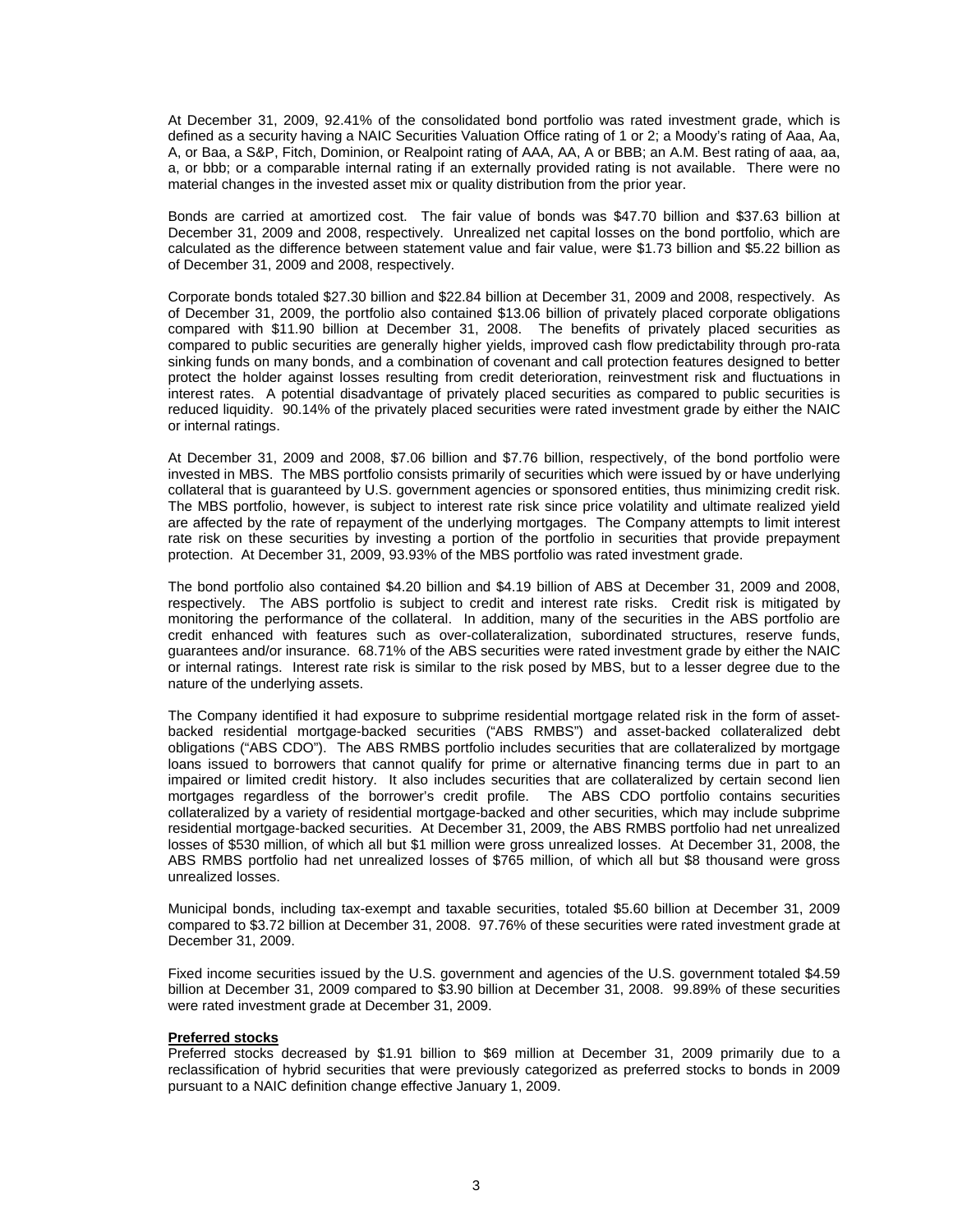At December 31, 2009, 92.41% of the consolidated bond portfolio was rated investment grade, which is defined as a security having a NAIC Securities Valuation Office rating of 1 or 2; a Moody's rating of Aaa, Aa, A, or Baa, a S&P, Fitch, Dominion, or Realpoint rating of AAA, AA, A or BBB; an A.M. Best rating of aaa, aa, a, or bbb; or a comparable internal rating if an externally provided rating is not available. There were no material changes in the invested asset mix or quality distribution from the prior year.

Bonds are carried at amortized cost. The fair value of bonds was $47.70 billion and $37.63 billion at December 31, 2009 and 2008, respectively. Unrealized net capital losses on the bond portfolio, which are calculated as the difference between statement value and fair value, were $1.73 billion and $5.22 billion as of December 31, 2009 and 2008, respectively.

Corporate bonds totaled $27.30 billion and $22.84 billion at December 31, 2009 and 2008, respectively. As of December 31, 2009, the portfolio also contained $13.06 billion of privately placed corporate obligations compared with $11.90 billion at December 31, 2008. The benefits of privately placed securities as compared to public securities are generally higher yields, improved cash flow predictability through pro-rata sinking funds on many bonds, and a combination of covenant and call protection features designed to better protect the holder against losses resulting from credit deterioration, reinvestment risk and fluctuations in interest rates. A potential disadvantage of privately placed securities as compared to public securities is reduced liquidity. 90.14% of the privately placed securities were rated investment grade by either the NAIC or internal ratings.

At December 31, 2009 and 2008, $7.06 billion and $7.76 billion, respectively, of the bond portfolio were invested in MBS. The MBS portfolio consists primarily of securities which were issued by or have underlying collateral that is guaranteed by U.S. government agencies or sponsored entities, thus minimizing credit risk. The MBS portfolio, however, is subject to interest rate risk since price volatility and ultimate realized yield are affected by the rate of repayment of the underlying mortgages. The Company attempts to limit interest rate risk on these securities by investing a portion of the portfolio in securities that provide prepayment protection. At December 31, 2009, 93.93% of the MBS portfolio was rated investment grade.

The bond portfolio also contained $4.20 billion and $4.19 billion of ABS at December 31, 2009 and 2008, respectively. The ABS portfolio is subject to credit and interest rate risks. Credit risk is mitigated by monitoring the performance of the collateral. In addition, many of the securities in the ABS portfolio are credit enhanced with features such as over-collateralization, subordinated structures, reserve funds, guarantees and/or insurance. 68.71% of the ABS securities were rated investment grade by either the NAIC or internal ratings. Interest rate risk is similar to the risk posed by MBS, but to a lesser degree due to the nature of the underlying assets.

The Company identified it had exposure to subprime residential mortgage related risk in the form of asset-backed residential mortgage-backed securities ("ABS RMBS") and asset-backed collateralized debt obligations ("ABS CDO"). The ABS RMBS portfolio includes securities that are collateralized by mortgage loans issued to borrowers that cannot qualify for prime or alternative financing terms due in part to an impaired or limited credit history. It also includes securities that are collateralized by certain second lien mortgages regardless of the borrower's credit profile. The ABS CDO portfolio contains securities collateralized by a variety of residential mortgage-backed and other securities, which may include subprime residential mortgage-backed securities. At December 31, 2009, the ABS RMBS portfolio had net unrealized losses of $530 million, of which all but $1 million were gross unrealized losses. At December 31, 2008, the ABS RMBS portfolio had net unrealized losses of $765 million, of which all but $8 thousand were gross unrealized losses.

Municipal bonds, including tax-exempt and taxable securities, totaled $5.60 billion at December 31, 2009 compared to $3.72 billion at December 31, 2008. 97.76% of these securities were rated investment grade at December 31, 2009.

Fixed income securities issued by the U.S. government and agencies of the U.S. government totaled $4.59 billion at December 31, 2009 compared to $3.90 billion at December 31, 2008. 99.89% of these securities were rated investment grade at December 31, 2009.

**Preferred stocks**

Preferred stocks decreased by $1.91 billion to $69 million at December 31, 2009 primarily due to a reclassification of hybrid securities that were previously categorized as preferred stocks to bonds in 2009 pursuant to a NAIC definition change effective January 1, 2009.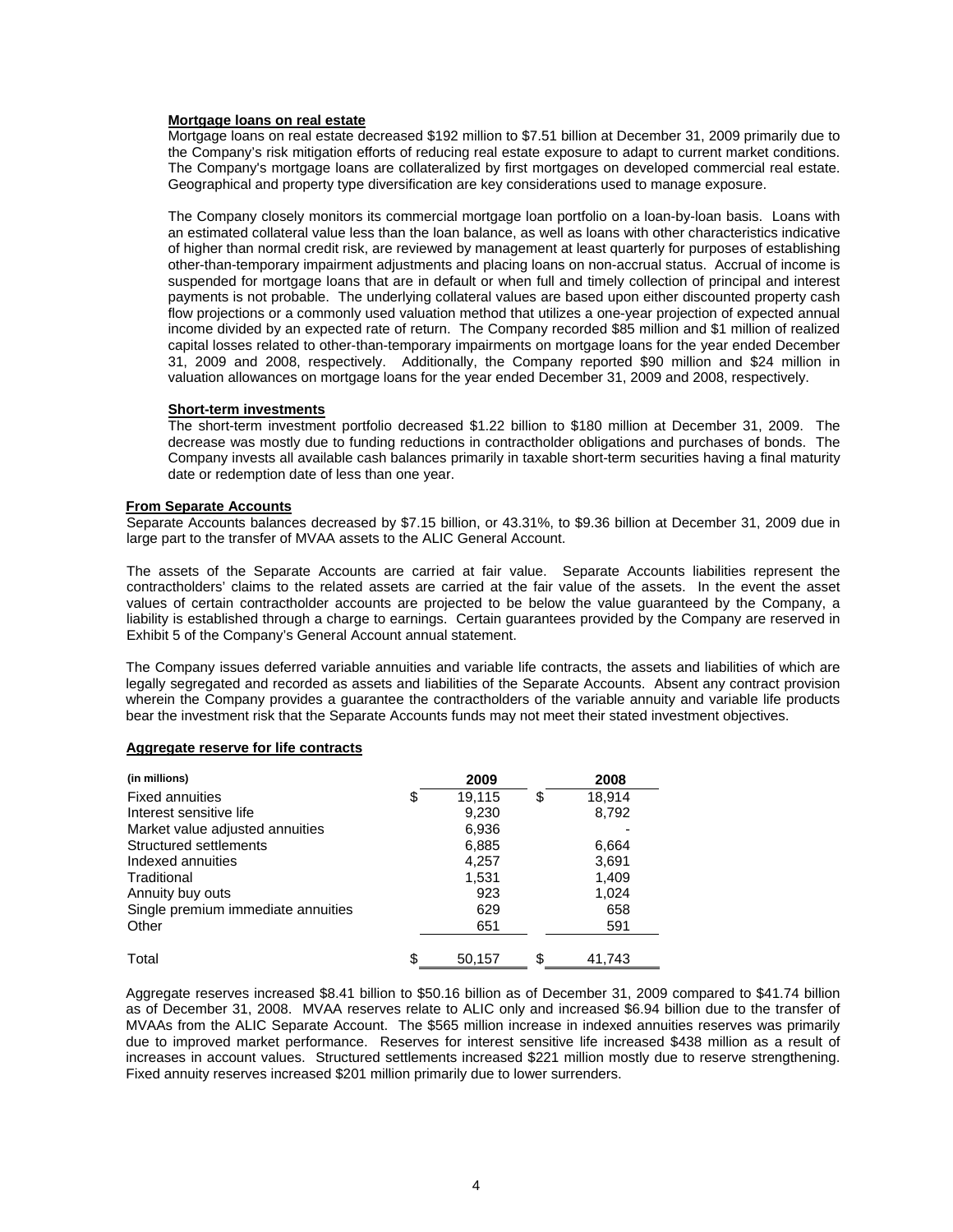**Mortgage loans on real estate**

Mortgage loans on real estate decreased $192 million to $7.51 billion at December 31, 2009 primarily due to the Company's risk mitigation efforts of reducing real estate exposure to adapt to current market conditions. The Company's mortgage loans are collateralized by first mortgages on developed commercial real estate. Geographical and property type diversification are key considerations used to manage exposure.

The Company closely monitors its commercial mortgage loan portfolio on a loan-by-loan basis. Loans with an estimated collateral value less than the loan balance, as well as loans with other characteristics indicative of higher than normal credit risk, are reviewed by management at least quarterly for purposes of establishing other-than-temporary impairment adjustments and placing loans on non-accrual status. Accrual of income is suspended for mortgage loans that are in default or when full and timely collection of principal and interest payments is not probable. The underlying collateral values are based upon either discounted property cash flow projections or a commonly used valuation method that utilizes a one-year projection of expected annual income divided by an expected rate of return. The Company recorded $85 million and $1 million of realized capital losses related to other-than-temporary impairments on mortgage loans for the year ended December 31, 2009 and 2008, respectively. Additionally, the Company reported $90 million and $24 million in valuation allowances on mortgage loans for the year ended December 31, 2009 and 2008, respectively.

**Short-term investments**

The short-term investment portfolio decreased $1.22 billion to $180 million at December 31, 2009. The decrease was mostly due to funding reductions in contractholder obligations and purchases of bonds. The Company invests all available cash balances primarily in taxable short-term securities having a final maturity date or redemption date of less than one year.

**From Separate Accounts**

Separate Accounts balances decreased by $7.15 billion, or 43.31%, to $9.36 billion at December 31, 2009 due in large part to the transfer of MVAA assets to the ALIC General Account.

The assets of the Separate Accounts are carried at fair value. Separate Accounts liabilities represent the contractholders' claims to the related assets are carried at the fair value of the assets. In the event the asset values of certain contractholder accounts are projected to be below the value guaranteed by the Company, a liability is established through a charge to earnings. Certain guarantees provided by the Company are reserved in Exhibit 5 of the Company's General Account annual statement.

The Company issues deferred variable annuities and variable life contracts, the assets and liabilities of which are legally segregated and recorded as assets and liabilities of the Separate Accounts. Absent any contract provision wherein the Company provides a guarantee the contractholders of the variable annuity and variable life products bear the investment risk that the Separate Accounts funds may not meet their stated investment objectives.

**Aggregate reserve for life contracts**

| (in millions) | 2009 | 2008 |
|---|---|---|
| Fixed annuities | $ 19,115 | $ 18,914 |
| Interest sensitive life | 9,230 | 8,792 |
| Market value adjusted annuities | 6,936 | - |
| Structured settlements | 6,885 | 6,664 |
| Indexed annuities | 4,257 | 3,691 |
| Traditional | 1,531 | 1,409 |
| Annuity buy outs | 923 | 1,024 |
| Single premium immediate annuities | 629 | 658 |
| Other | 651 | 591 |
| Total | $ 50,157 | $ 41,743 |

Aggregate reserves increased $8.41 billion to $50.16 billion as of December 31, 2009 compared to $41.74 billion as of December 31, 2008. MVAA reserves relate to ALIC only and increased $6.94 billion due to the transfer of MVAAs from the ALIC Separate Account. The $565 million increase in indexed annuities reserves was primarily due to improved market performance. Reserves for interest sensitive life increased $438 million as a result of increases in account values. Structured settlements increased $221 million mostly due to reserve strengthening. Fixed annuity reserves increased $201 million primarily due to lower surrenders.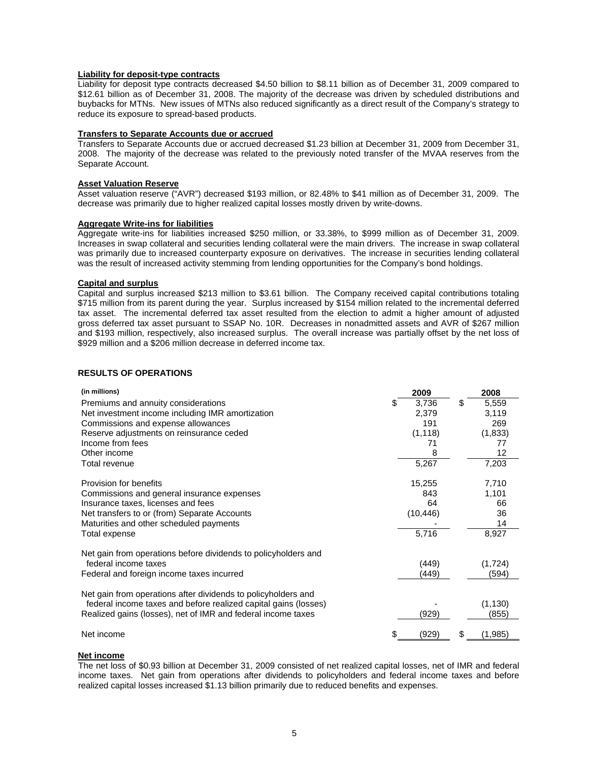**Liability for deposit-type contracts**

Liability for deposit type contracts decreased $4.50 billion to $8.11 billion as of December 31, 2009 compared to $12.61 billion as of December 31, 2008. The majority of the decrease was driven by scheduled distributions and buybacks for MTNs. New issues of MTNs also reduced significantly as a direct result of the Company's strategy to reduce its exposure to spread-based products.

**Transfers to Separate Accounts due or accrued**

Transfers to Separate Accounts due or accrued decreased $1.23 billion at December 31, 2009 from December 31, 2008. The majority of the decrease was related to the previously noted transfer of the MVAA reserves from the Separate Account.

**Asset Valuation Reserve**

Asset valuation reserve ("AVR") decreased $193 million, or 82.48% to $41 million as of December 31, 2009. The decrease was primarily due to higher realized capital losses mostly driven by write-downs.

**Aggregate Write-ins for liabilities**

Aggregate write-ins for liabilities increased $250 million, or 33.38%, to $999 million as of December 31, 2009. Increases in swap collateral and securities lending collateral were the main drivers. The increase in swap collateral was primarily due to increased counterparty exposure on derivatives. The increase in securities lending collateral was the result of increased activity stemming from lending opportunities for the Company's bond holdings.

**Capital and surplus**

Capital and surplus increased $213 million to $3.61 billion. The Company received capital contributions totaling $715 million from its parent during the year. Surplus increased by $154 million related to the incremental deferred tax asset. The incremental deferred tax asset resulted from the election to admit a higher amount of adjusted gross deferred tax asset pursuant to SSAP No. 10R. Decreases in nonadmitted assets and AVR of $267 million and $193 million, respectively, also increased surplus. The overall increase was partially offset by the net loss of $929 million and a $206 million decrease in deferred income tax.

## RESULTS OF OPERATIONS

| (in millions) | 2009 | 2008 |
|---|---|---|
| Premiums and annuity considerations | $ 3,736 | $ 5,559 |
| Net investment income including IMR amortization | 2,379 | 3,119 |
| Commissions and expense allowances | 191 | 269 |
| Reserve adjustments on reinsurance ceded | (1,118) | (1,833) |
| Income from fees | 71 | 77 |
| Other income | 8 | 12 |
| Total revenue | 5,267 | 7,203 |
| | | |
| Provision for benefits | 15,255 | 7,710 |
| Commissions and general insurance expenses | 843 | 1,101 |
| Insurance taxes, licenses and fees | 64 | 66 |
| Net transfers to or (from) Separate Accounts | (10,446) | 36 |
| Maturities and other scheduled payments | - | 14 |
| Total expense | 5,716 | 8,927 |
| | | |
| Net gain from operations before dividends to policyholders and federal income taxes | (449) | (1,724) |
| Federal and foreign income taxes incurred | (449) | (594) |
| | | |
| Net gain from operations after dividends to policyholders and federal income taxes and before realized capital gains (losses) | - | (1,130) |
| Realized gains (losses), net of IMR and federal income taxes | (929) | (855) |
| | | |
| Net income | $ (929) | $ (1,985) |

**Net income**

The net loss of $0.93 billion at December 31, 2009 consisted of net realized capital losses, net of IMR and federal income taxes. Net gain from operations after dividends to policyholders and federal income taxes and before realized capital losses increased $1.13 billion primarily due to reduced benefits and expenses.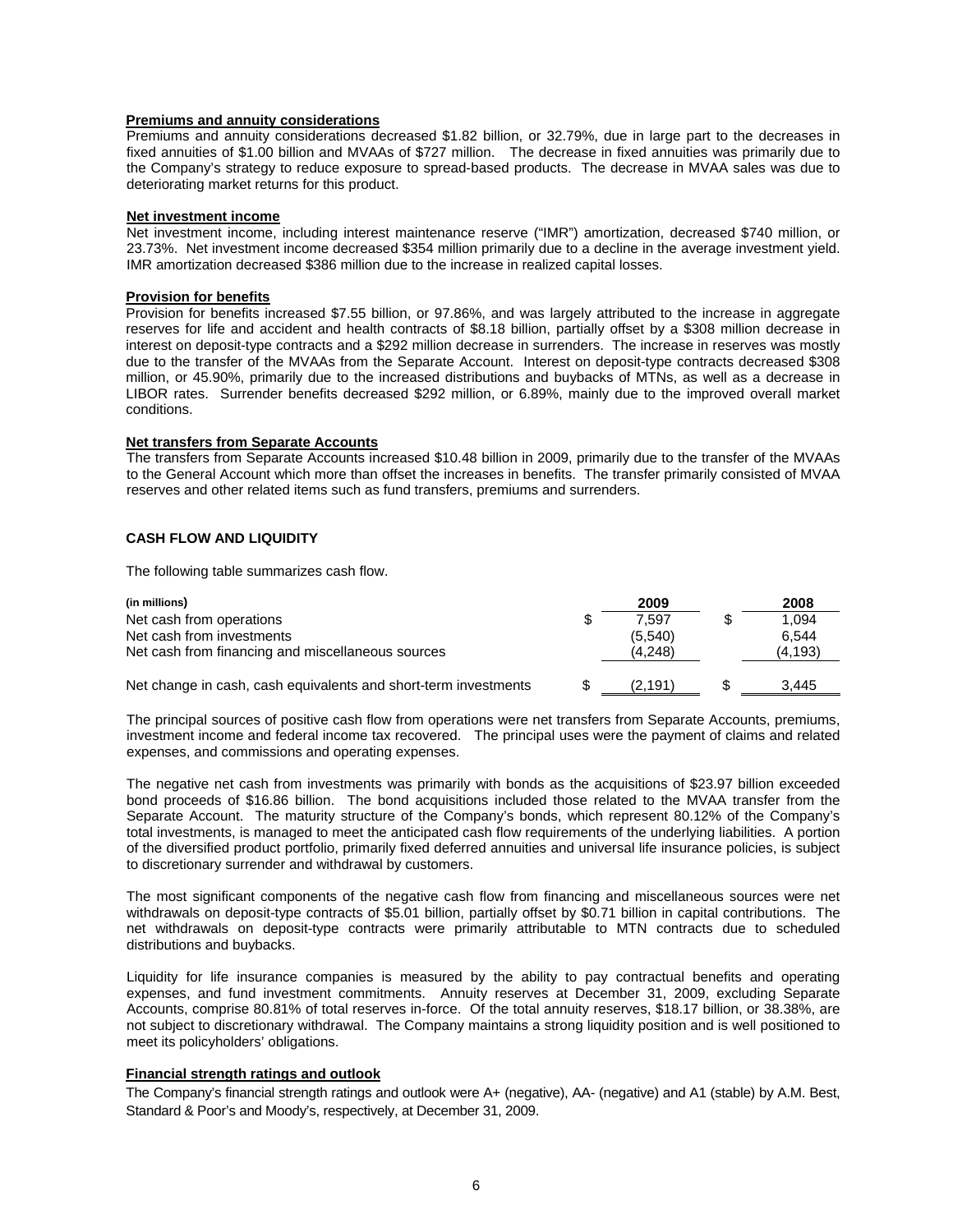**Premiums and annuity considerations**

Premiums and annuity considerations decreased $1.82 billion, or 32.79%, due in large part to the decreases in fixed annuities of $1.00 billion and MVAAs of $727 million. The decrease in fixed annuities was primarily due to the Company's strategy to reduce exposure to spread-based products. The decrease in MVAA sales was due to deteriorating market returns for this product.

**Net investment income**

Net investment income, including interest maintenance reserve ("IMR") amortization, decreased $740 million, or 23.73%. Net investment income decreased $354 million primarily due to a decline in the average investment yield. IMR amortization decreased $386 million due to the increase in realized capital losses.

**Provision for benefits**

Provision for benefits increased $7.55 billion, or 97.86%, and was largely attributed to the increase in aggregate reserves for life and accident and health contracts of $8.18 billion, partially offset by a $308 million decrease in interest on deposit-type contracts and a $292 million decrease in surrenders. The increase in reserves was mostly due to the transfer of the MVAAs from the Separate Account. Interest on deposit-type contracts decreased $308 million, or 45.90%, primarily due to the increased distributions and buybacks of MTNs, as well as a decrease in LIBOR rates. Surrender benefits decreased $292 million, or 6.89%, mainly due to the improved overall market conditions.

**Net transfers from Separate Accounts**

The transfers from Separate Accounts increased $10.48 billion in 2009, primarily due to the transfer of the MVAAs to the General Account which more than offset the increases in benefits. The transfer primarily consisted of MVAA reserves and other related items such as fund transfers, premiums and surrenders.

## CASH FLOW AND LIQUIDITY

The following table summarizes cash flow.

| (in millions) | 2009 | 2008 |
|---|---|---|
| Net cash from operations | $ 7,597 | $ 1,094 |
| Net cash from investments | (5,540) | 6,544 |
| Net cash from financing and miscellaneous sources | (4,248) | (4,193) |
| Net change in cash, cash equivalents and short-term investments | $ (2,191) | $ 3,445 |

The principal sources of positive cash flow from operations were net transfers from Separate Accounts, premiums, investment income and federal income tax recovered. The principal uses were the payment of claims and related expenses, and commissions and operating expenses.

The negative net cash from investments was primarily with bonds as the acquisitions of $23.97 billion exceeded bond proceeds of $16.86 billion. The bond acquisitions included those related to the MVAA transfer from the Separate Account. The maturity structure of the Company's bonds, which represent 80.12% of the Company's total investments, is managed to meet the anticipated cash flow requirements of the underlying liabilities. A portion of the diversified product portfolio, primarily fixed deferred annuities and universal life insurance policies, is subject to discretionary surrender and withdrawal by customers.

The most significant components of the negative cash flow from financing and miscellaneous sources were net withdrawals on deposit-type contracts of $5.01 billion, partially offset by $0.71 billion in capital contributions. The net withdrawals on deposit-type contracts were primarily attributable to MTN contracts due to scheduled distributions and buybacks.

Liquidity for life insurance companies is measured by the ability to pay contractual benefits and operating expenses, and fund investment commitments. Annuity reserves at December 31, 2009, excluding Separate Accounts, comprise 80.81% of total reserves in-force. Of the total annuity reserves, $18.17 billion, or 38.38%, are not subject to discretionary withdrawal. The Company maintains a strong liquidity position and is well positioned to meet its policyholders' obligations.

**Financial strength ratings and outlook**

The Company's financial strength ratings and outlook were A+ (negative), AA- (negative) and A1 (stable) by A.M. Best, Standard & Poor's and Moody's, respectively, at December 31, 2009.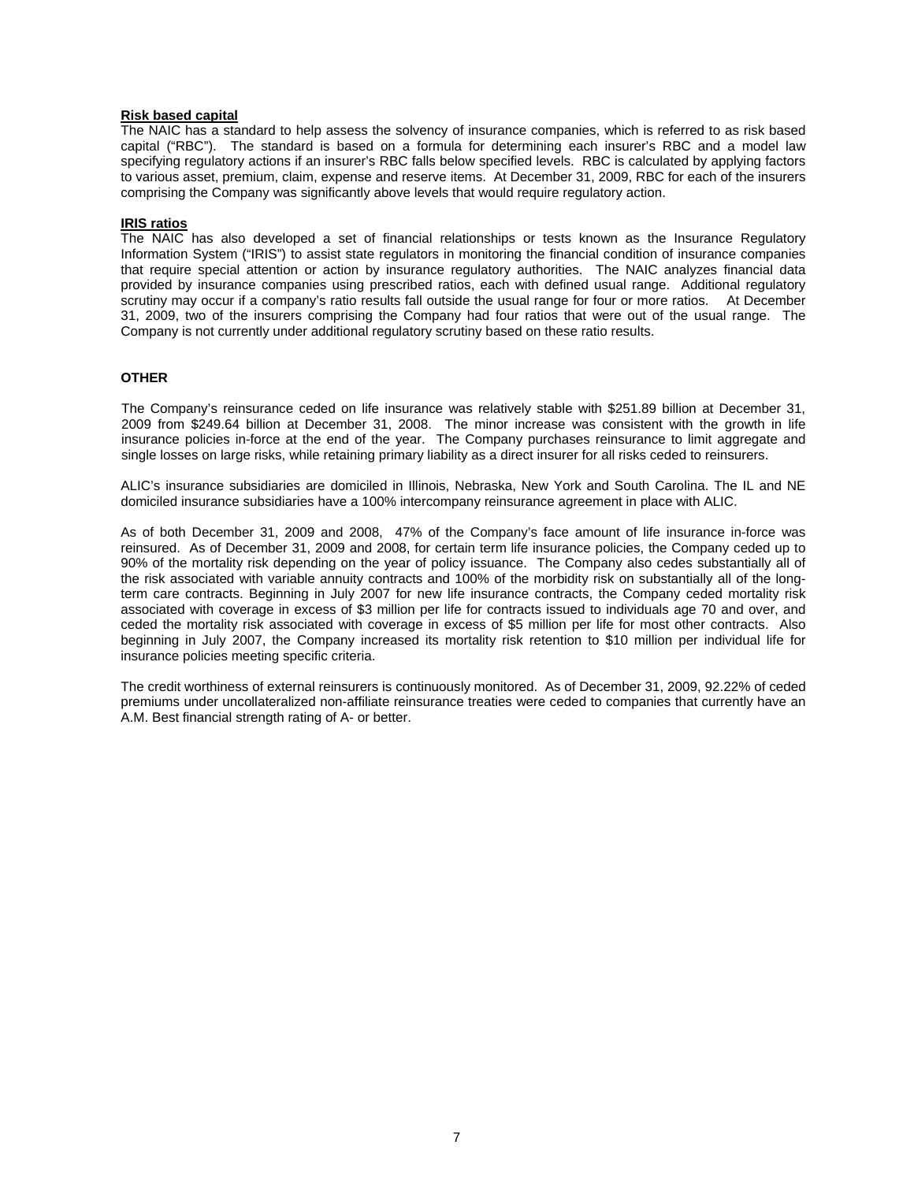**Risk based capital**

The NAIC has a standard to help assess the solvency of insurance companies, which is referred to as risk based capital ("RBC"). The standard is based on a formula for determining each insurer's RBC and a model law specifying regulatory actions if an insurer's RBC falls below specified levels. RBC is calculated by applying factors to various asset, premium, claim, expense and reserve items. At December 31, 2009, RBC for each of the insurers comprising the Company was significantly above levels that would require regulatory action.

**IRIS ratios**

The NAIC has also developed a set of financial relationships or tests known as the Insurance Regulatory Information System ("IRIS") to assist state regulators in monitoring the financial condition of insurance companies that require special attention or action by insurance regulatory authorities. The NAIC analyzes financial data provided by insurance companies using prescribed ratios, each with defined usual range. Additional regulatory scrutiny may occur if a company's ratio results fall outside the usual range for four or more ratios. At December 31, 2009, two of the insurers comprising the Company had four ratios that were out of the usual range. The Company is not currently under additional regulatory scrutiny based on these ratio results.

## OTHER

The Company's reinsurance ceded on life insurance was relatively stable with $251.89 billion at December 31, 2009 from $249.64 billion at December 31, 2008. The minor increase was consistent with the growth in life insurance policies in-force at the end of the year. The Company purchases reinsurance to limit aggregate and single losses on large risks, while retaining primary liability as a direct insurer for all risks ceded to reinsurers.

ALIC's insurance subsidiaries are domiciled in Illinois, Nebraska, New York and South Carolina. The IL and NE domiciled insurance subsidiaries have a 100% intercompany reinsurance agreement in place with ALIC.

As of both December 31, 2009 and 2008, 47% of the Company's face amount of life insurance in-force was reinsured. As of December 31, 2009 and 2008, for certain term life insurance policies, the Company ceded up to 90% of the mortality risk depending on the year of policy issuance. The Company also cedes substantially all of the risk associated with variable annuity contracts and 100% of the morbidity risk on substantially all of the long-term care contracts. Beginning in July 2007 for new life insurance contracts, the Company ceded mortality risk associated with coverage in excess of $3 million per life for contracts issued to individuals age 70 and over, and ceded the mortality risk associated with coverage in excess of $5 million per life for most other contracts. Also beginning in July 2007, the Company increased its mortality risk retention to $10 million per individual life for insurance policies meeting specific criteria.

The credit worthiness of external reinsurers is continuously monitored. As of December 31, 2009, 92.22% of ceded premiums under uncollateralized non-affiliate reinsurance treaties were ceded to companies that currently have an A.M. Best financial strength rating of A- or better.